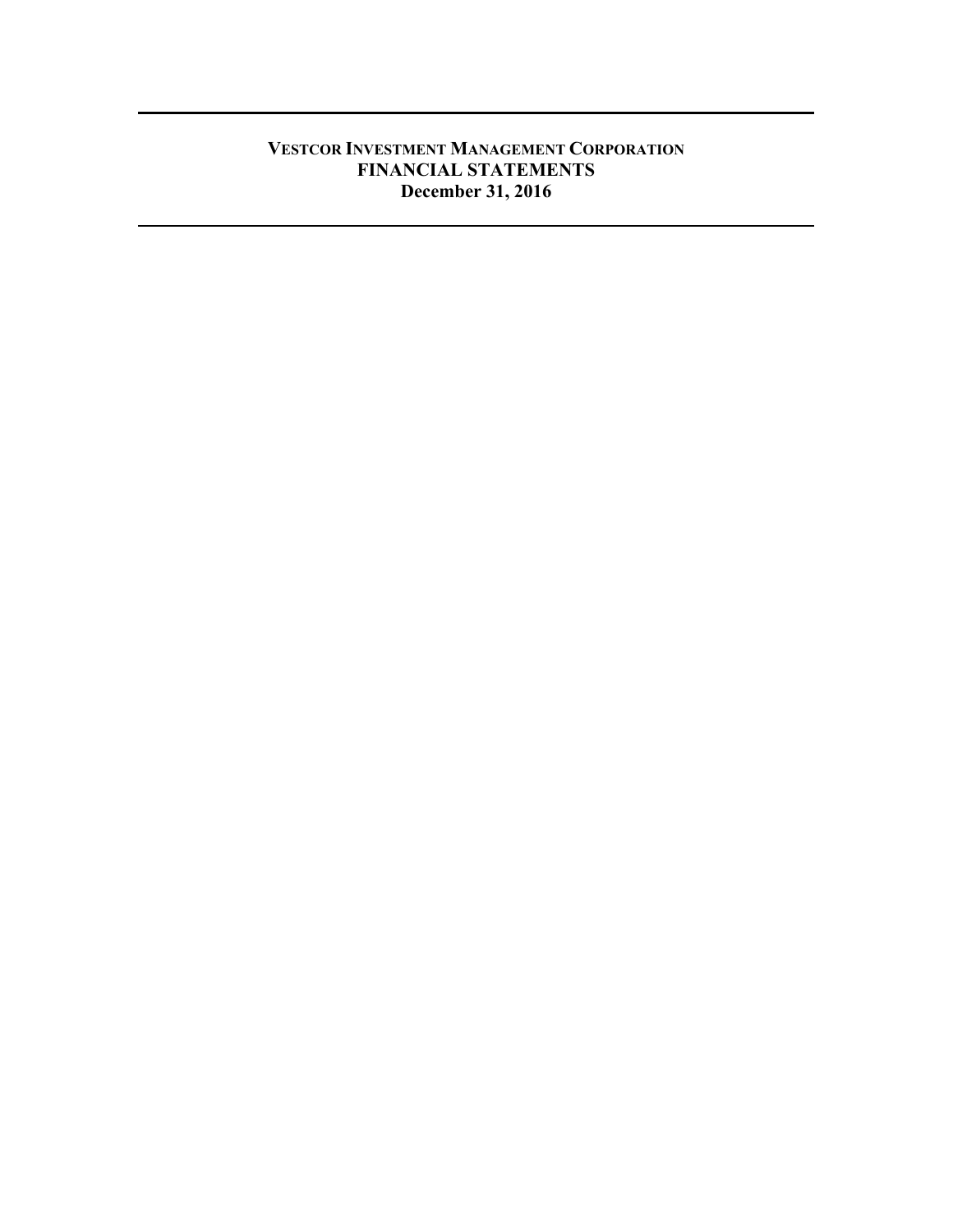# VESTCOR INVESTMENT MANAGEMENT CORPORATION

## FINANCIAL STATEMENTS

### December 31, 2016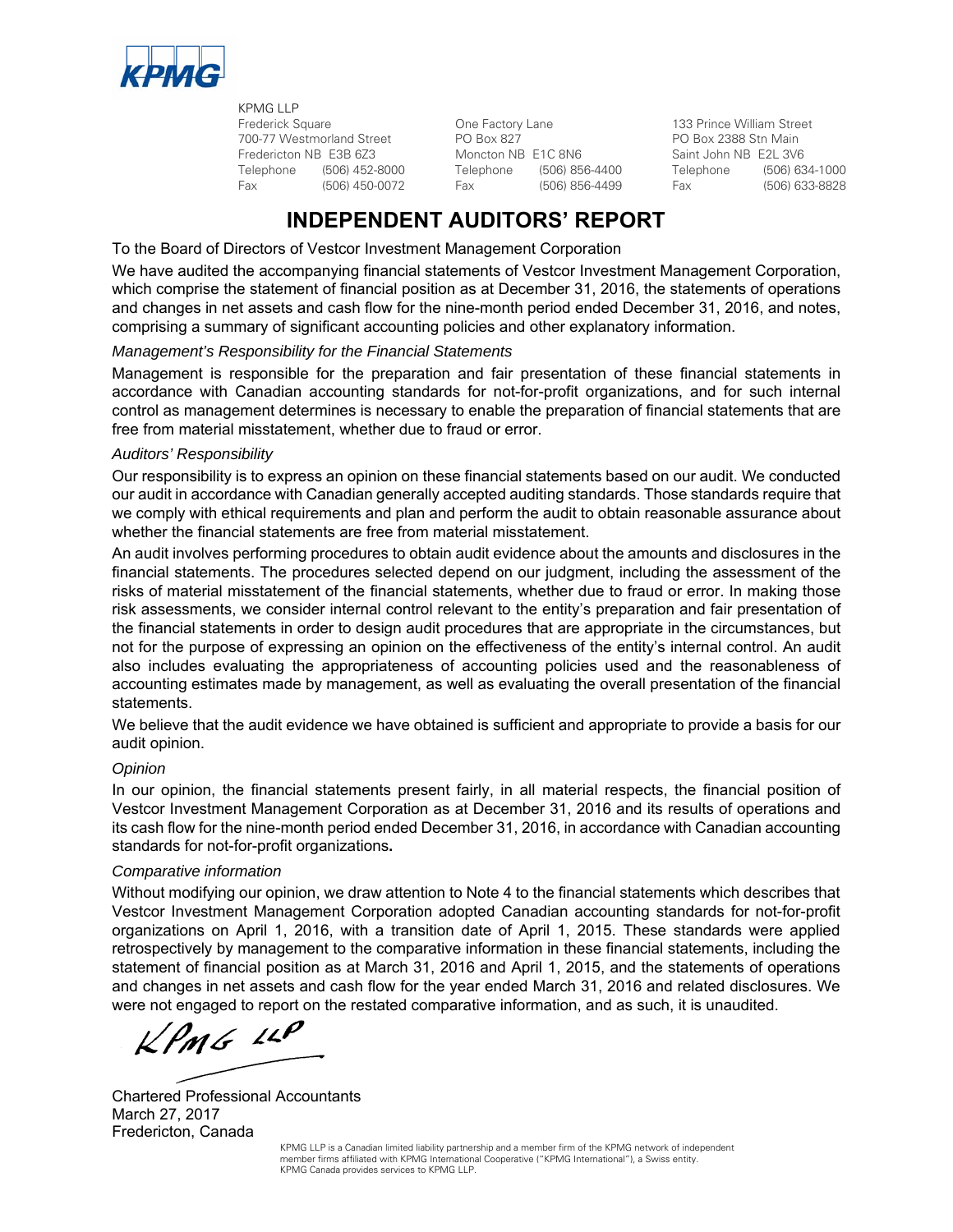KPMG LLP
Frederick Square
700-77 Westmorland Street
Fredericton NB E3B 6Z3
Telephone (506) 452-8000
Fax (506) 450-0072

One Factory Lane
PO Box 827
Moncton NB E1C 8N6
Telephone (506) 856-4400
Fax (506) 856-4499

133 Prince William Street
PO Box 2388 Stn Main
Saint John NB E2L 3V6
Telephone (506) 634-1000
Fax (506) 633-8828

# INDEPENDENT AUDITORS' REPORT

To the Board of Directors of Vestcor Investment Management Corporation

We have audited the accompanying financial statements of Vestcor Investment Management Corporation, which comprise the statement of financial position as at December 31, 2016, the statements of operations and changes in net assets and cash flow for the nine-month period ended December 31, 2016, and notes, comprising a summary of significant accounting policies and other explanatory information.

*Management's Responsibility for the Financial Statements*

Management is responsible for the preparation and fair presentation of these financial statements in accordance with Canadian accounting standards for not-for-profit organizations, and for such internal control as management determines is necessary to enable the preparation of financial statements that are free from material misstatement, whether due to fraud or error.

*Auditors' Responsibility*

Our responsibility is to express an opinion on these financial statements based on our audit. We conducted our audit in accordance with Canadian generally accepted auditing standards. Those standards require that we comply with ethical requirements and plan and perform the audit to obtain reasonable assurance about whether the financial statements are free from material misstatement.

An audit involves performing procedures to obtain audit evidence about the amounts and disclosures in the financial statements. The procedures selected depend on our judgment, including the assessment of the risks of material misstatement of the financial statements, whether due to fraud or error. In making those risk assessments, we consider internal control relevant to the entity's preparation and fair presentation of the financial statements in order to design audit procedures that are appropriate in the circumstances, but not for the purpose of expressing an opinion on the effectiveness of the entity's internal control. An audit also includes evaluating the appropriateness of accounting policies used and the reasonableness of accounting estimates made by management, as well as evaluating the overall presentation of the financial statements.

We believe that the audit evidence we have obtained is sufficient and appropriate to provide a basis for our audit opinion.

*Opinion*

In our opinion, the financial statements present fairly, in all material respects, the financial position of Vestcor Investment Management Corporation as at December 31, 2016 and its results of operations and its cash flow for the nine-month period ended December 31, 2016, in accordance with Canadian accounting standards for not-for-profit organizations.

*Comparative information*

Without modifying our opinion, we draw attention to Note 4 to the financial statements which describes that Vestcor Investment Management Corporation adopted Canadian accounting standards for not-for-profit organizations on April 1, 2016, with a transition date of April 1, 2015. These standards were applied retrospectively by management to the comparative information in these financial statements, including the statement of financial position as at March 31, 2016 and April 1, 2015, and the statements of operations and changes in net assets and cash flow for the year ended March 31, 2016 and related disclosures. We were not engaged to report on the restated comparative information, and as such, it is unaudited.

KPMG LLP

Chartered Professional Accountants
March 27, 2017
Fredericton, Canada

KPMG LLP is a Canadian limited liability partnership and a member firm of the KPMG network of independent member firms affiliated with KPMG International Cooperative ("KPMG International"), a Swiss entity. KPMG Canada provides services to KPMG LLP.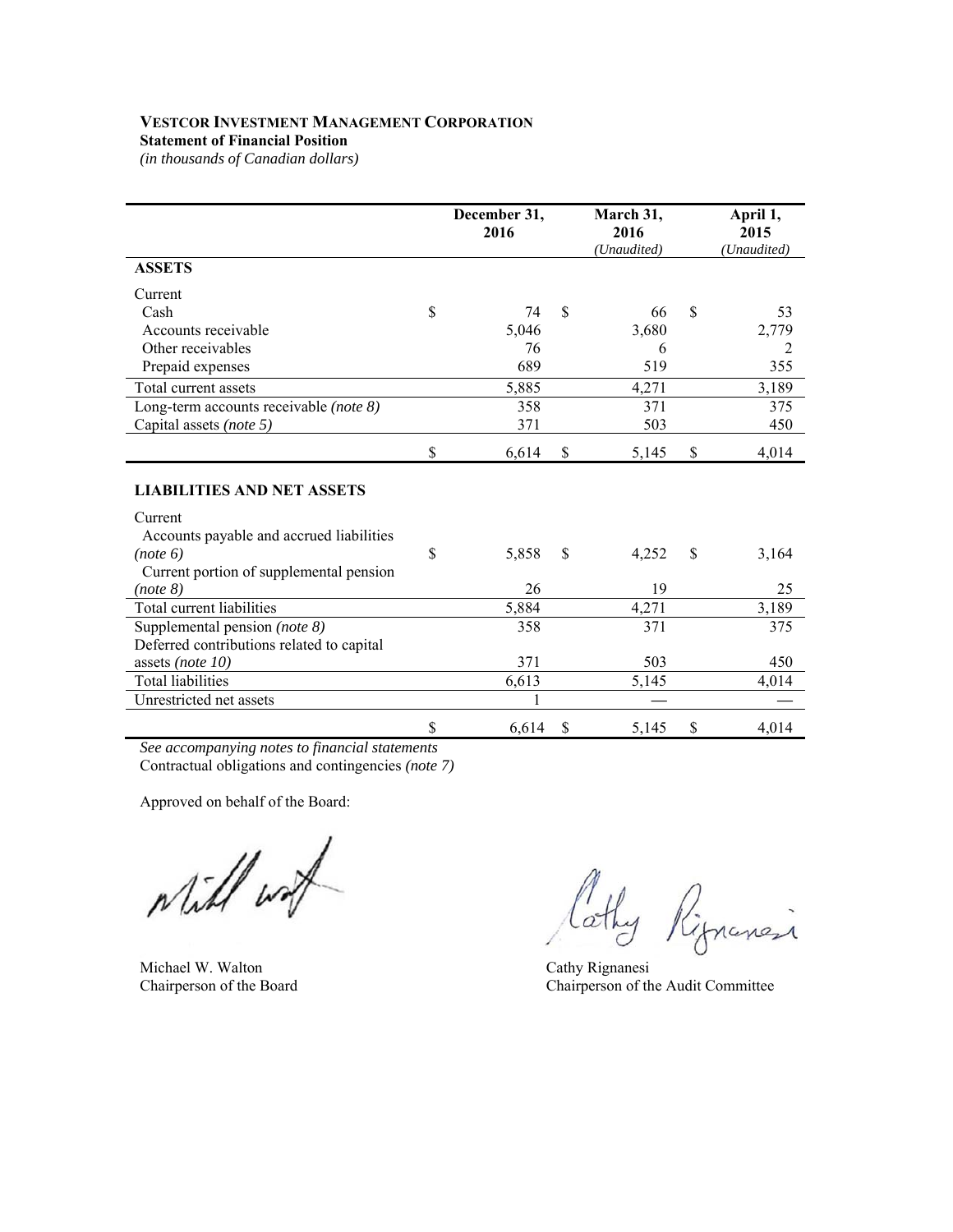**VESTCOR INVESTMENT MANAGEMENT CORPORATION**
**Statement of Financial Position**
*(in thousands of Canadian dollars)*

| | December 31, 2016 | March 31, 2016 *(Unaudited)* | April 1, 2015 *(Unaudited)* |
|---|---|---|---|
| **ASSETS** | | | |
| Current | | | |
| Cash | $ 74 | $ 66 | $ 53 |
| Accounts receivable | 5,046 | 3,680 | 2,779 |
| Other receivables | 76 | 6 | 2 |
| Prepaid expenses | 689 | 519 | 355 |
| Total current assets | 5,885 | 4,271 | 3,189 |
| Long-term accounts receivable *(note 8)* | 358 | 371 | 375 |
| Capital assets *(note 5)* | 371 | 503 | 450 |
| | $ 6,614 | $ 5,145 | $ 4,014 |
| **LIABILITIES AND NET ASSETS** | | | |
| Current | | | |
| Accounts payable and accrued liabilities *(note 6)* | $ 5,858 | $ 4,252 | $ 3,164 |
| Current portion of supplemental pension *(note 8)* | 26 | 19 | 25 |
| Total current liabilities | 5,884 | 4,271 | 3,189 |
| Supplemental pension *(note 8)* | 358 | 371 | 375 |
| Deferred contributions related to capital assets *(note 10)* | 371 | 503 | 450 |
| Total liabilities | 6,613 | 5,145 | 4,014 |
| Unrestricted net assets | 1 | — | — |
| | $ 6,614 | $ 5,145 | $ 4,014 |

*See accompanying notes to financial statements*
Contractual obligations and contingencies *(note 7)*

Approved on behalf of the Board:

Michael W. Walton
Chairperson of the Board

Cathy Rignanesi
Chairperson of the Audit Committee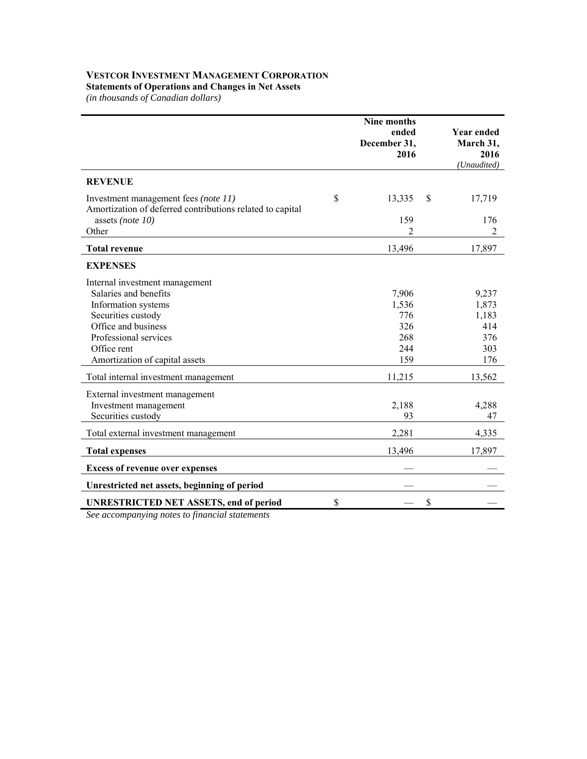**VESTCOR INVESTMENT MANAGEMENT CORPORATION**
**Statements of Operations and Changes in Net Assets**
*(in thousands of Canadian dollars)*

| | Nine months ended December 31, 2016 | Year ended March 31, 2016 *(Unaudited)* |
|---|---|---|
| **REVENUE** | | |
| Investment management fees *(note 11)* | $ 13,335 | $ 17,719 |
| Amortization of deferred contributions related to capital assets *(note 10)* | 159 | 176 |
| Other | 2 | 2 |
| **Total revenue** | 13,496 | 17,897 |
| **EXPENSES** | | |
| Internal investment management | | |
| Salaries and benefits | 7,906 | 9,237 |
| Information systems | 1,536 | 1,873 |
| Securities custody | 776 | 1,183 |
| Office and business | 326 | 414 |
| Professional services | 268 | 376 |
| Office rent | 244 | 303 |
| Amortization of capital assets | 159 | 176 |
| Total internal investment management | 11,215 | 13,562 |
| External investment management | | |
| Investment management | 2,188 | 4,288 |
| Securities custody | 93 | 47 |
| Total external investment management | 2,281 | 4,335 |
| **Total expenses** | 13,496 | 17,897 |
| **Excess of revenue over expenses** | — | — |
| **Unrestricted net assets, beginning of period** | — | — |
| **UNRESTRICTED NET ASSETS, end of period** | $ — | $ — |

*See accompanying notes to financial statements*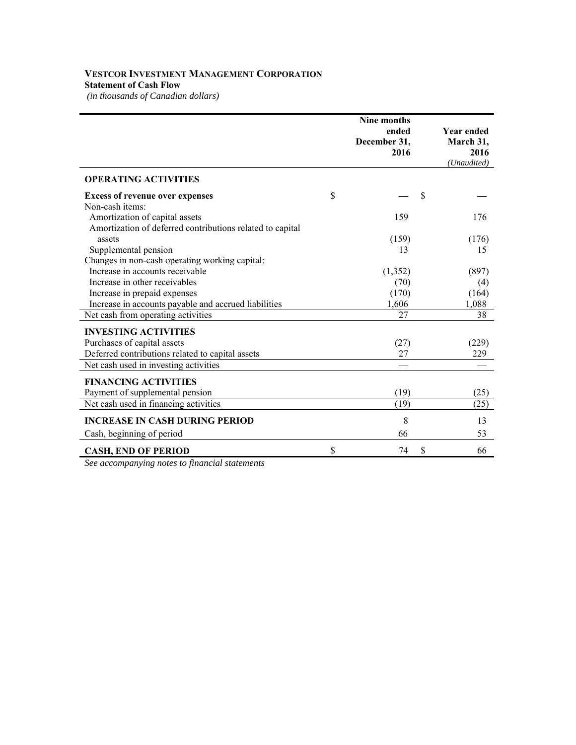**VESTCOR INVESTMENT MANAGEMENT CORPORATION**
**Statement of Cash Flow**
*(in thousands of Canadian dollars)*

| | Nine months ended December 31, 2016 | Year ended March 31, 2016 *(Unaudited)* |
|---|---|---|
| **OPERATING ACTIVITIES** | | |
| **Excess of revenue over expenses** | $ — | $ — |
| Non-cash items: | | |
| Amortization of capital assets | 159 | 176 |
| Amortization of deferred contributions related to capital assets | (159) | (176) |
| Supplemental pension | 13 | 15 |
| Changes in non-cash operating working capital: | | |
| Increase in accounts receivable | (1,352) | (897) |
| Increase in other receivables | (70) | (4) |
| Increase in prepaid expenses | (170) | (164) |
| Increase in accounts payable and accrued liabilities | 1,606 | 1,088 |
| Net cash from operating activities | 27 | 38 |
| **INVESTING ACTIVITIES** | | |
| Purchases of capital assets | (27) | (229) |
| Deferred contributions related to capital assets | 27 | 229 |
| Net cash used in investing activities | — | — |
| **FINANCING ACTIVITIES** | | |
| Payment of supplemental pension | (19) | (25) |
| Net cash used in financing activities | (19) | (25) |
| **INCREASE IN CASH DURING PERIOD** | 8 | 13 |
| Cash, beginning of period | 66 | 53 |
| **CASH, END OF PERIOD** | $ 74 | $ 66 |

*See accompanying notes to financial statements*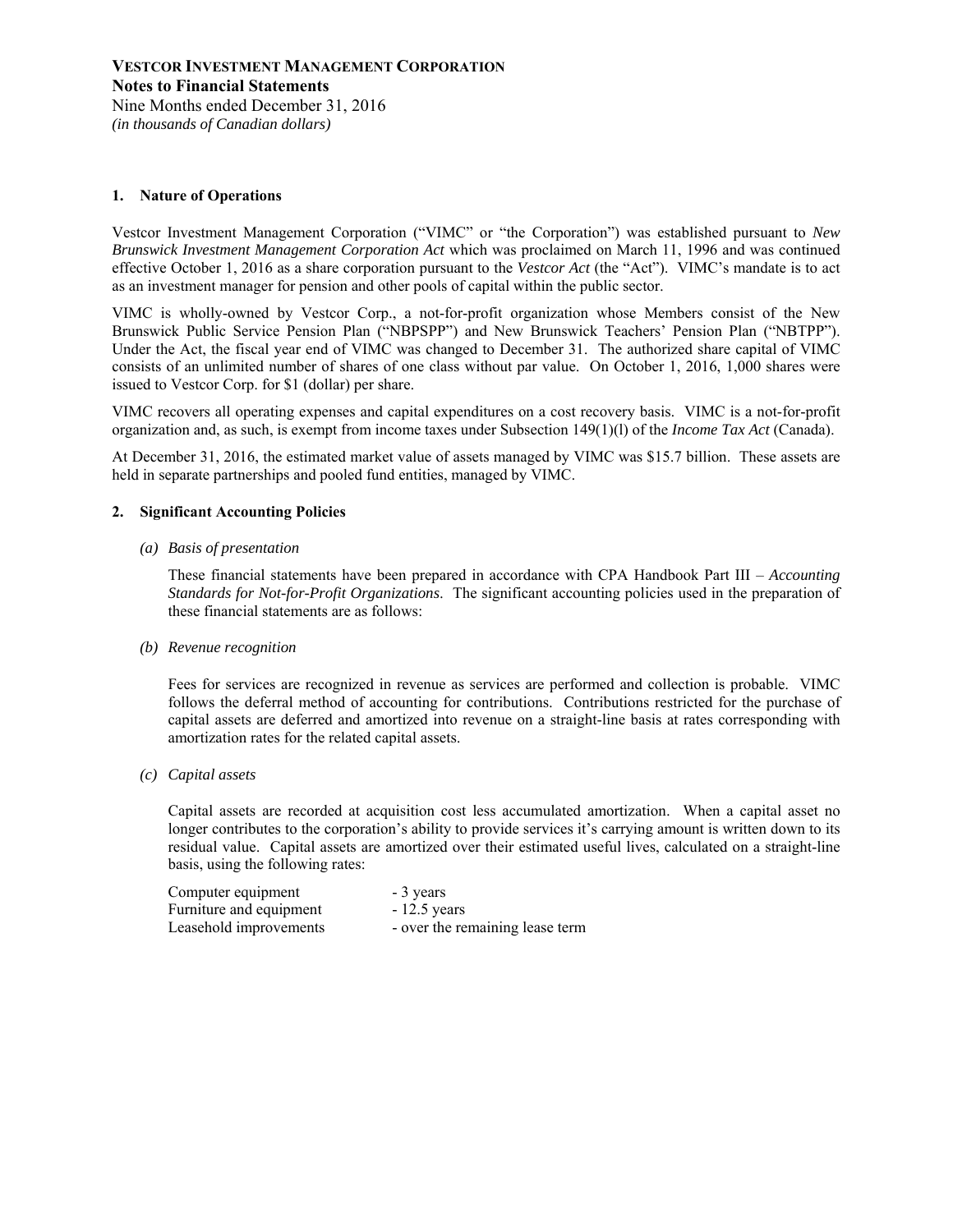**VESTCOR INVESTMENT MANAGEMENT CORPORATION**
**Notes to Financial Statements**
Nine Months ended December 31, 2016
*(in thousands of Canadian dollars)*

### 1. Nature of Operations

Vestcor Investment Management Corporation ("VIMC" or "the Corporation") was established pursuant to *New Brunswick Investment Management Corporation Act* which was proclaimed on March 11, 1996 and was continued effective October 1, 2016 as a share corporation pursuant to the *Vestcor Act* (the "Act"). VIMC's mandate is to act as an investment manager for pension and other pools of capital within the public sector.

VIMC is wholly-owned by Vestcor Corp., a not-for-profit organization whose Members consist of the New Brunswick Public Service Pension Plan ("NBPSPP") and New Brunswick Teachers' Pension Plan ("NBTPP"). Under the Act, the fiscal year end of VIMC was changed to December 31. The authorized share capital of VIMC consists of an unlimited number of shares of one class without par value. On October 1, 2016, 1,000 shares were issued to Vestcor Corp. for $1 (dollar) per share.

VIMC recovers all operating expenses and capital expenditures on a cost recovery basis. VIMC is a not-for-profit organization and, as such, is exempt from income taxes under Subsection 149(1)(l) of the *Income Tax Act* (Canada).

At December 31, 2016, the estimated market value of assets managed by VIMC was $15.7 billion. These assets are held in separate partnerships and pooled fund entities, managed by VIMC.

### 2. Significant Accounting Policies

*(a) Basis of presentation*

These financial statements have been prepared in accordance with CPA Handbook Part III – *Accounting Standards for Not-for-Profit Organizations*. The significant accounting policies used in the preparation of these financial statements are as follows:

*(b) Revenue recognition*

Fees for services are recognized in revenue as services are performed and collection is probable. VIMC follows the deferral method of accounting for contributions. Contributions restricted for the purchase of capital assets are deferred and amortized into revenue on a straight-line basis at rates corresponding with amortization rates for the related capital assets.

*(c) Capital assets*

Capital assets are recorded at acquisition cost less accumulated amortization. When a capital asset no longer contributes to the corporation's ability to provide services it's carrying amount is written down to its residual value. Capital assets are amortized over their estimated useful lives, calculated on a straight-line basis, using the following rates:

| | |
|---|---|
| Computer equipment | - 3 years |
| Furniture and equipment | - 12.5 years |
| Leasehold improvements | - over the remaining lease term |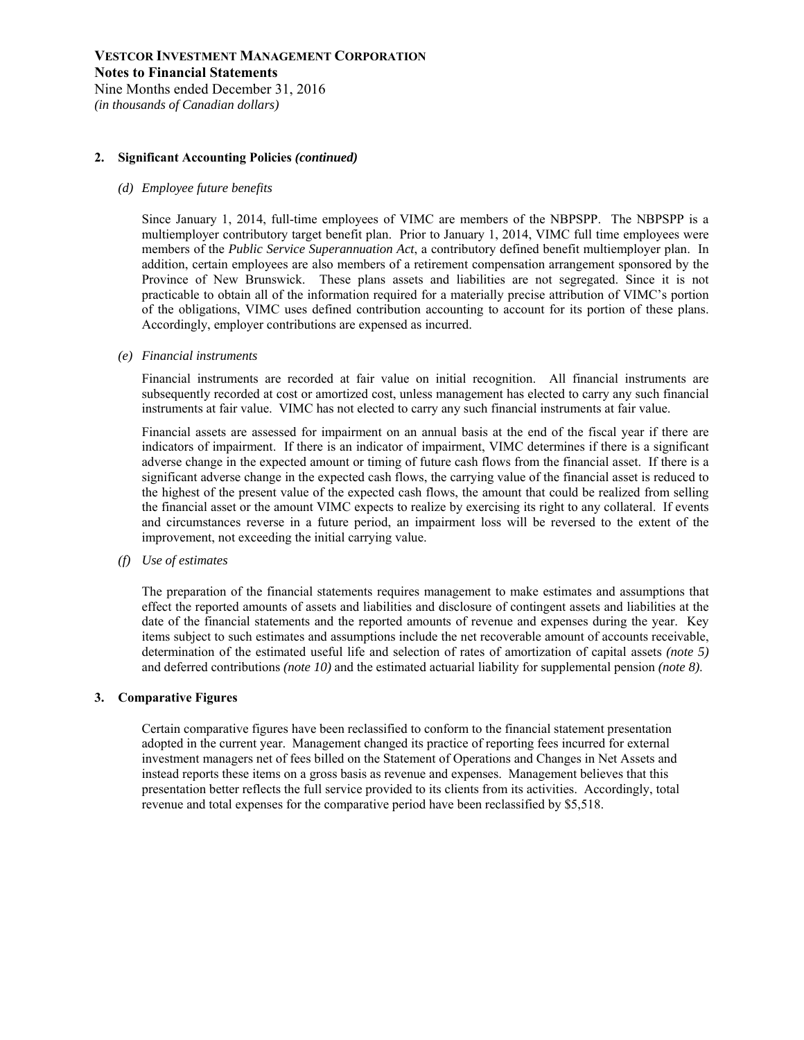## 2. Significant Accounting Policies *(continued)*

### *(d) Employee future benefits*

Since January 1, 2014, full-time employees of VIMC are members of the NBPSPP. The NBPSPP is a multiemployer contributory target benefit plan. Prior to January 1, 2014, VIMC full time employees were members of the *Public Service Superannuation Act*, a contributory defined benefit multiemployer plan. In addition, certain employees are also members of a retirement compensation arrangement sponsored by the Province of New Brunswick. These plans assets and liabilities are not segregated. Since it is not practicable to obtain all of the information required for a materially precise attribution of VIMC's portion of the obligations, VIMC uses defined contribution accounting to account for its portion of these plans. Accordingly, employer contributions are expensed as incurred.

### *(e) Financial instruments*

Financial instruments are recorded at fair value on initial recognition. All financial instruments are subsequently recorded at cost or amortized cost, unless management has elected to carry any such financial instruments at fair value. VIMC has not elected to carry any such financial instruments at fair value.

Financial assets are assessed for impairment on an annual basis at the end of the fiscal year if there are indicators of impairment. If there is an indicator of impairment, VIMC determines if there is a significant adverse change in the expected amount or timing of future cash flows from the financial asset. If there is a significant adverse change in the expected cash flows, the carrying value of the financial asset is reduced to the highest of the present value of the expected cash flows, the amount that could be realized from selling the financial asset or the amount VIMC expects to realize by exercising its right to any collateral. If events and circumstances reverse in a future period, an impairment loss will be reversed to the extent of the improvement, not exceeding the initial carrying value.

### *(f) Use of estimates*

The preparation of the financial statements requires management to make estimates and assumptions that effect the reported amounts of assets and liabilities and disclosure of contingent assets and liabilities at the date of the financial statements and the reported amounts of revenue and expenses during the year. Key items subject to such estimates and assumptions include the net recoverable amount of accounts receivable, determination of the estimated useful life and selection of rates of amortization of capital assets *(note 5)* and deferred contributions *(note 10)* and the estimated actuarial liability for supplemental pension *(note 8)*.

## 3. Comparative Figures

Certain comparative figures have been reclassified to conform to the financial statement presentation adopted in the current year. Management changed its practice of reporting fees incurred for external investment managers net of fees billed on the Statement of Operations and Changes in Net Assets and instead reports these items on a gross basis as revenue and expenses. Management believes that this presentation better reflects the full service provided to its clients from its activities. Accordingly, total revenue and total expenses for the comparative period have been reclassified by $5,518.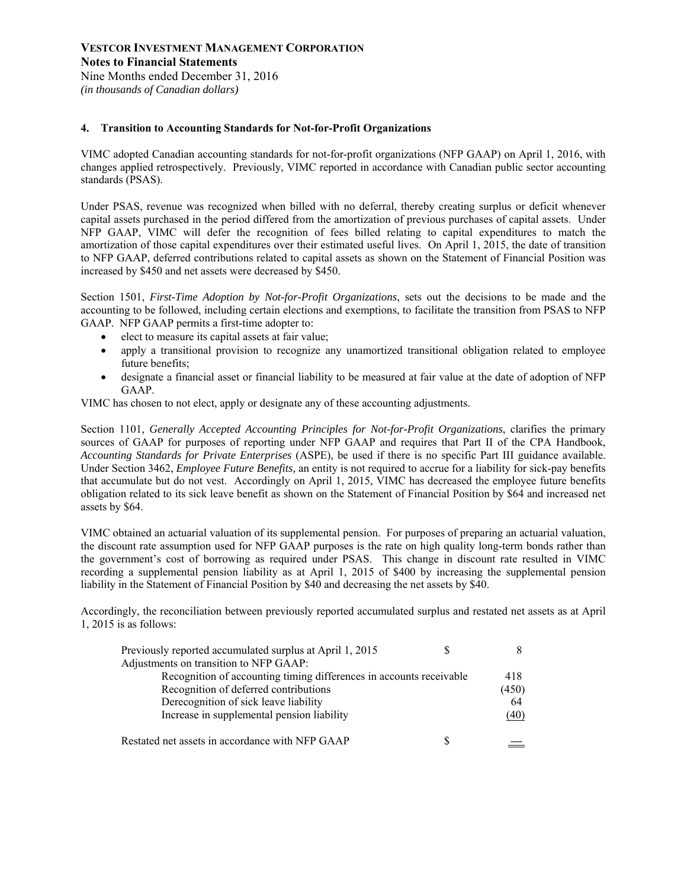**VESTCOR INVESTMENT MANAGEMENT CORPORATION**
**Notes to Financial Statements**
Nine Months ended December 31, 2016
*(in thousands of Canadian dollars)*

**4. Transition to Accounting Standards for Not-for-Profit Organizations**

VIMC adopted Canadian accounting standards for not-for-profit organizations (NFP GAAP) on April 1, 2016, with changes applied retrospectively. Previously, VIMC reported in accordance with Canadian public sector accounting standards (PSAS).

Under PSAS, revenue was recognized when billed with no deferral, thereby creating surplus or deficit whenever capital assets purchased in the period differed from the amortization of previous purchases of capital assets. Under NFP GAAP, VIMC will defer the recognition of fees billed relating to capital expenditures to match the amortization of those capital expenditures over their estimated useful lives. On April 1, 2015, the date of transition to NFP GAAP, deferred contributions related to capital assets as shown on the Statement of Financial Position was increased by $450 and net assets were decreased by $450.

Section 1501, *First-Time Adoption by Not-for-Profit Organizations*, sets out the decisions to be made and the accounting to be followed, including certain elections and exemptions, to facilitate the transition from PSAS to NFP GAAP. NFP GAAP permits a first-time adopter to:

- elect to measure its capital assets at fair value;
- apply a transitional provision to recognize any unamortized transitional obligation related to employee future benefits;
- designate a financial asset or financial liability to be measured at fair value at the date of adoption of NFP GAAP.

VIMC has chosen to not elect, apply or designate any of these accounting adjustments.

Section 1101, *Generally Accepted Accounting Principles for Not-for-Profit Organizations*, clarifies the primary sources of GAAP for purposes of reporting under NFP GAAP and requires that Part II of the CPA Handbook, *Accounting Standards for Private Enterprises* (ASPE), be used if there is no specific Part III guidance available. Under Section 3462, *Employee Future Benefits,* an entity is not required to accrue for a liability for sick-pay benefits that accumulate but do not vest. Accordingly on April 1, 2015, VIMC has decreased the employee future benefits obligation related to its sick leave benefit as shown on the Statement of Financial Position by $64 and increased net assets by $64.

VIMC obtained an actuarial valuation of its supplemental pension. For purposes of preparing an actuarial valuation, the discount rate assumption used for NFP GAAP purposes is the rate on high quality long-term bonds rather than the government's cost of borrowing as required under PSAS. This change in discount rate resulted in VIMC recording a supplemental pension liability as at April 1, 2015 of $400 by increasing the supplemental pension liability in the Statement of Financial Position by $40 and decreasing the net assets by $40.

Accordingly, the reconciliation between previously reported accumulated surplus and restated net assets as at April 1, 2015 is as follows:

| | | |
|---|---|---|
| Previously reported accumulated surplus at April 1, 2015 | $ | 8 |
| Adjustments on transition to NFP GAAP: | | |
| Recognition of accounting timing differences in accounts receivable | | 418 |
| Recognition of deferred contributions | | (450) |
| Derecognition of sick leave liability | | 64 |
| Increase in supplemental pension liability | | (40) |
| Restated net assets in accordance with NFP GAAP | $ | — |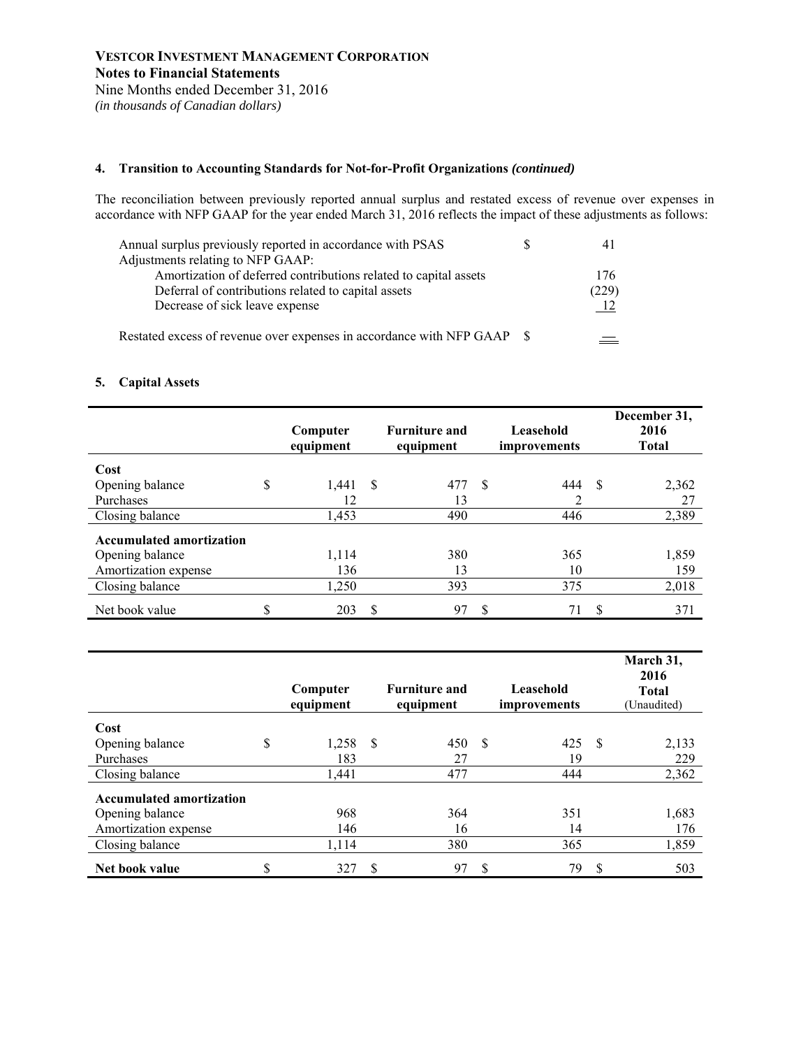**VESTCOR INVESTMENT MANAGEMENT CORPORATION**
**Notes to Financial Statements**
Nine Months ended December 31, 2016
*(in thousands of Canadian dollars)*

## 4. Transition to Accounting Standards for Not-for-Profit Organizations *(continued)*

The reconciliation between previously reported annual surplus and restated excess of revenue over expenses in accordance with NFP GAAP for the year ended March 31, 2016 reflects the impact of these adjustments as follows:

| | | |
|---|---|---|
| Annual surplus previously reported in accordance with PSAS | $ | 41 |
| Adjustments relating to NFP GAAP: | | |
| Amortization of deferred contributions related to capital assets | | 176 |
| Deferral of contributions related to capital assets | | (229) |
| Decrease of sick leave expense | | 12 |
| Restated excess of revenue over expenses in accordance with NFP GAAP | $ | — |

## 5. Capital Assets

| | Computer equipment | Furniture and equipment | Leasehold improvements | December 31, 2016 Total |
|---|---|---|---|---|
| **Cost** | | | | |
| Opening balance | $ 1,441 | $ 477 | $ 444 | $ 2,362 |
| Purchases | 12 | 13 | 2 | 27 |
| Closing balance | 1,453 | 490 | 446 | 2,389 |
| **Accumulated amortization** | | | | |
| Opening balance | 1,114 | 380 | 365 | 1,859 |
| Amortization expense | 136 | 13 | 10 | 159 |
| Closing balance | 1,250 | 393 | 375 | 2,018 |
| Net book value | $ 203 | $ 97 | $ 71 | $ 371 |

| | Computer equipment | Furniture and equipment | Leasehold improvements | March 31, 2016 Total (Unaudited) |
|---|---|---|---|---|
| **Cost** | | | | |
| Opening balance | $ 1,258 | $ 450 | $ 425 | $ 2,133 |
| Purchases | 183 | 27 | 19 | 229 |
| Closing balance | 1,441 | 477 | 444 | 2,362 |
| **Accumulated amortization** | | | | |
| Opening balance | 968 | 364 | 351 | 1,683 |
| Amortization expense | 146 | 16 | 14 | 176 |
| Closing balance | 1,114 | 380 | 365 | 1,859 |
| **Net book value** | $ 327 | $ 97 | $ 79 | $ 503 |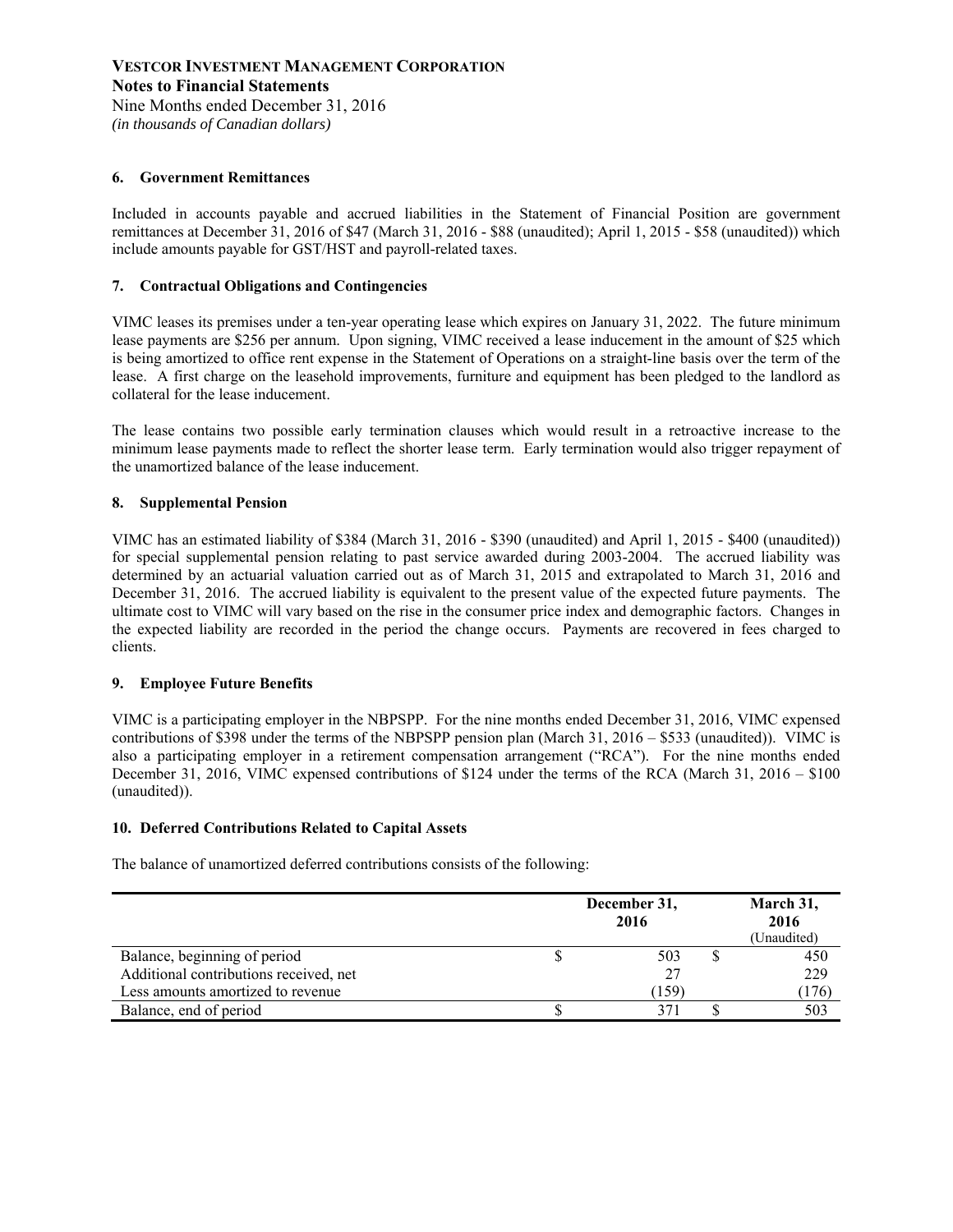**VESTCOR INVESTMENT MANAGEMENT CORPORATION**
**Notes to Financial Statements**
Nine Months ended December 31, 2016
*(in thousands of Canadian dollars)*

### 6. Government Remittances

Included in accounts payable and accrued liabilities in the Statement of Financial Position are government remittances at December 31, 2016 of $47 (March 31, 2016 - $88 (unaudited); April 1, 2015 - $58 (unaudited)) which include amounts payable for GST/HST and payroll-related taxes.

### 7. Contractual Obligations and Contingencies

VIMC leases its premises under a ten-year operating lease which expires on January 31, 2022. The future minimum lease payments are $256 per annum. Upon signing, VIMC received a lease inducement in the amount of $25 which is being amortized to office rent expense in the Statement of Operations on a straight-line basis over the term of the lease. A first charge on the leasehold improvements, furniture and equipment has been pledged to the landlord as collateral for the lease inducement.

The lease contains two possible early termination clauses which would result in a retroactive increase to the minimum lease payments made to reflect the shorter lease term. Early termination would also trigger repayment of the unamortized balance of the lease inducement.

### 8. Supplemental Pension

VIMC has an estimated liability of $384 (March 31, 2016 - $390 (unaudited) and April 1, 2015 - $400 (unaudited)) for special supplemental pension relating to past service awarded during 2003-2004. The accrued liability was determined by an actuarial valuation carried out as of March 31, 2015 and extrapolated to March 31, 2016 and December 31, 2016. The accrued liability is equivalent to the present value of the expected future payments. The ultimate cost to VIMC will vary based on the rise in the consumer price index and demographic factors. Changes in the expected liability are recorded in the period the change occurs. Payments are recovered in fees charged to clients.

### 9. Employee Future Benefits

VIMC is a participating employer in the NBPSPP. For the nine months ended December 31, 2016, VIMC expensed contributions of $398 under the terms of the NBPSPP pension plan (March 31, 2016 – $533 (unaudited)). VIMC is also a participating employer in a retirement compensation arrangement ("RCA"). For the nine months ended December 31, 2016, VIMC expensed contributions of $124 under the terms of the RCA (March 31, 2016 – $100 (unaudited)).

### 10. Deferred Contributions Related to Capital Assets

The balance of unamortized deferred contributions consists of the following:

| | December 31, 2016 | March 31, 2016 (Unaudited) |
|---|---|---|
| Balance, beginning of period | $ 503 | $ 450 |
| Additional contributions received, net | 27 | 229 |
| Less amounts amortized to revenue | (159) | (176) |
| Balance, end of period | $ 371 | $ 503 |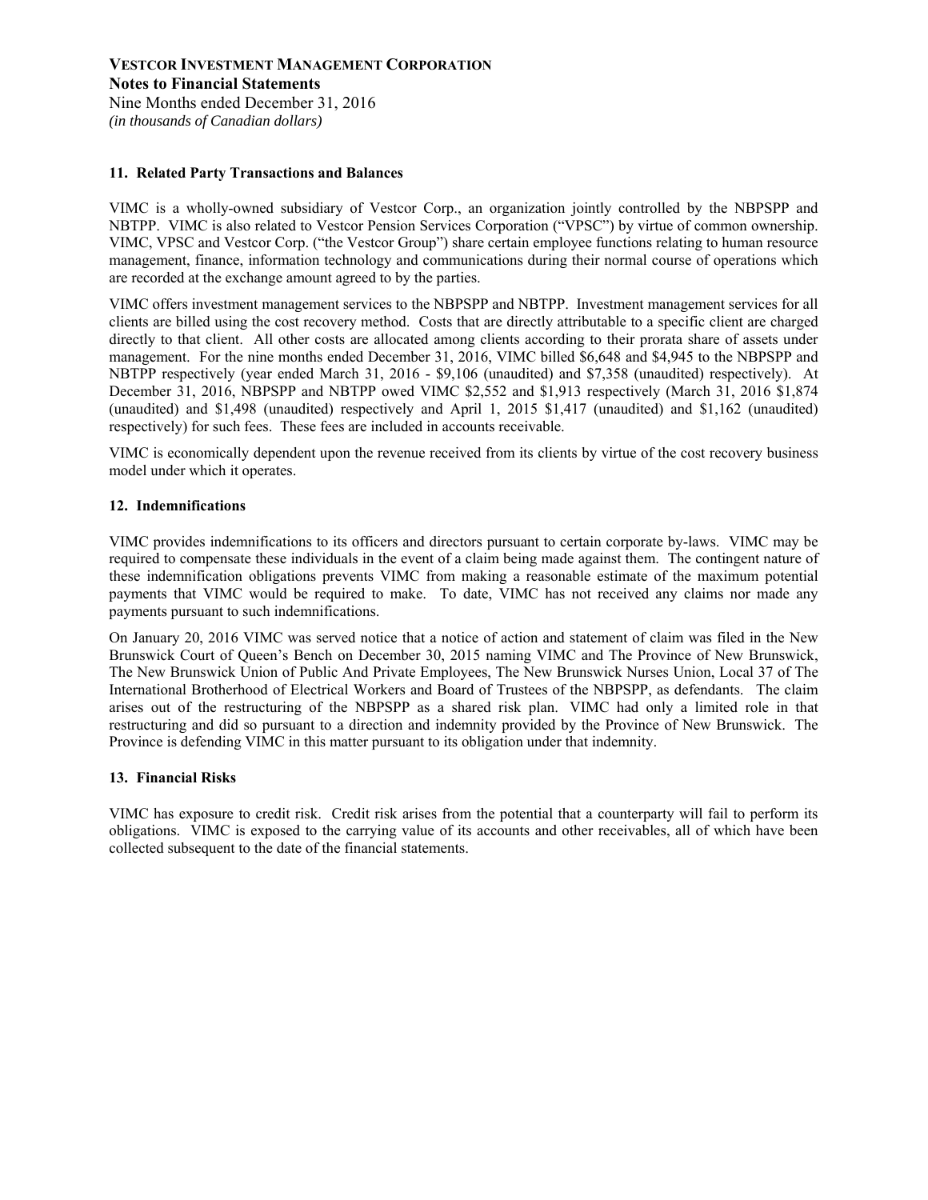**Vestcor Investment Management Corporation**
**Notes to Financial Statements**
Nine Months ended December 31, 2016
*(in thousands of Canadian dollars)*

### 11. Related Party Transactions and Balances

VIMC is a wholly-owned subsidiary of Vestcor Corp., an organization jointly controlled by the NBPSPP and NBTPP. VIMC is also related to Vestcor Pension Services Corporation ("VPSC") by virtue of common ownership. VIMC, VPSC and Vestcor Corp. ("the Vestcor Group") share certain employee functions relating to human resource management, finance, information technology and communications during their normal course of operations which are recorded at the exchange amount agreed to by the parties.

VIMC offers investment management services to the NBPSPP and NBTPP. Investment management services for all clients are billed using the cost recovery method. Costs that are directly attributable to a specific client are charged directly to that client. All other costs are allocated among clients according to their prorata share of assets under management. For the nine months ended December 31, 2016, VIMC billed $6,648 and $4,945 to the NBPSPP and NBTPP respectively (year ended March 31, 2016 - $9,106 (unaudited) and $7,358 (unaudited) respectively). At December 31, 2016, NBPSPP and NBTPP owed VIMC $2,552 and $1,913 respectively (March 31, 2016 $1,874 (unaudited) and $1,498 (unaudited) respectively and April 1, 2015 $1,417 (unaudited) and $1,162 (unaudited) respectively) for such fees. These fees are included in accounts receivable.

VIMC is economically dependent upon the revenue received from its clients by virtue of the cost recovery business model under which it operates.

### 12. Indemnifications

VIMC provides indemnifications to its officers and directors pursuant to certain corporate by-laws. VIMC may be required to compensate these individuals in the event of a claim being made against them. The contingent nature of these indemnification obligations prevents VIMC from making a reasonable estimate of the maximum potential payments that VIMC would be required to make. To date, VIMC has not received any claims nor made any payments pursuant to such indemnifications.

On January 20, 2016 VIMC was served notice that a notice of action and statement of claim was filed in the New Brunswick Court of Queen's Bench on December 30, 2015 naming VIMC and The Province of New Brunswick, The New Brunswick Union of Public And Private Employees, The New Brunswick Nurses Union, Local 37 of The International Brotherhood of Electrical Workers and Board of Trustees of the NBPSPP, as defendants. The claim arises out of the restructuring of the NBPSPP as a shared risk plan. VIMC had only a limited role in that restructuring and did so pursuant to a direction and indemnity provided by the Province of New Brunswick. The Province is defending VIMC in this matter pursuant to its obligation under that indemnity.

### 13. Financial Risks

VIMC has exposure to credit risk. Credit risk arises from the potential that a counterparty will fail to perform its obligations. VIMC is exposed to the carrying value of its accounts and other receivables, all of which have been collected subsequent to the date of the financial statements.